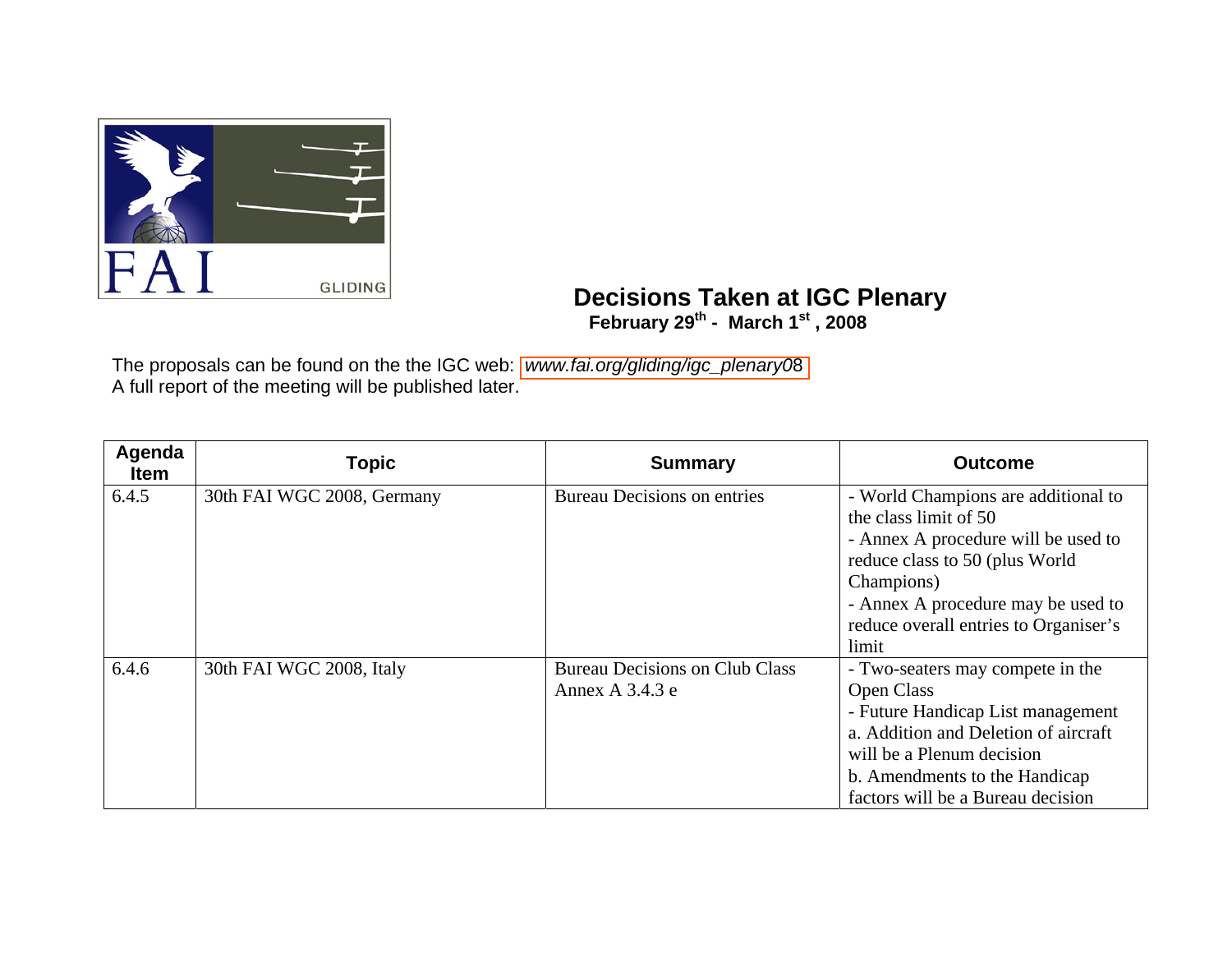# Decisions Taken at IGC Plenary

**February 29th - March 1st , 2008**

The proposals can be found on the the IGC web: www.fai.org/gliding/igc_plenary08
A full report of the meeting will be published later.

| Agenda Item | Topic | Summary | Outcome |
|---|---|---|---|
| 6.4.5 | 30th FAI WGC 2008, Germany | Bureau Decisions on entries | - World Champions are additional to the class limit of 50<br>- Annex A procedure will be used to reduce class to 50 (plus World Champions)<br>- Annex A procedure may be used to reduce overall entries to Organiser's limit |
| 6.4.6 | 30th FAI WGC 2008, Italy | Bureau Decisions on Club Class Annex A 3.4.3 e | - Two-seaters may compete in the Open Class<br>- Future Handicap List management<br>a. Addition and Deletion of aircraft will be a Plenum decision<br>b. Amendments to the Handicap factors will be a Bureau decision |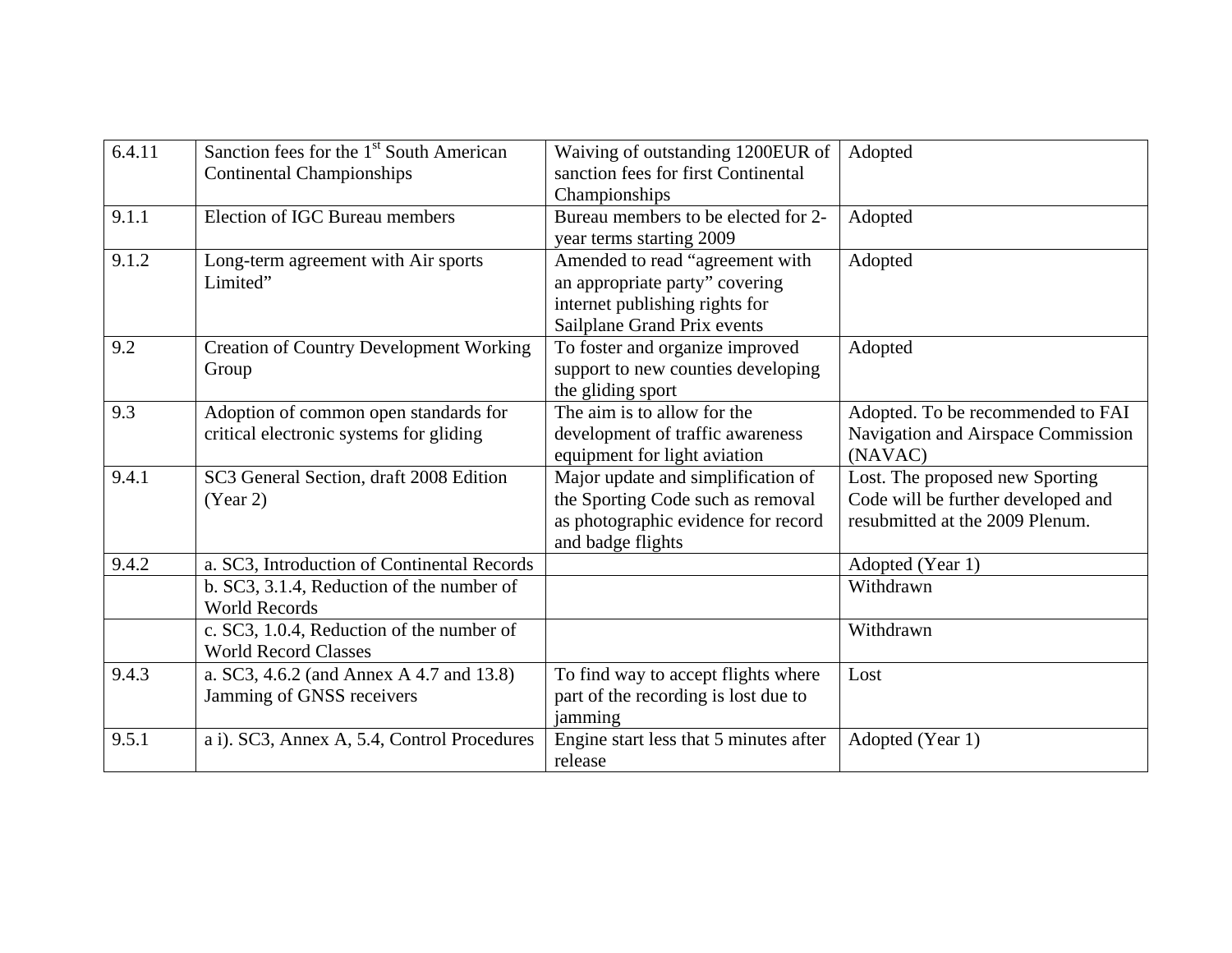| 6.4.11 | Sanction fees for the 1st South American Continental Championships | Waiving of outstanding 1200EUR of sanction fees for first Continental Championships | Adopted |
|---|---|---|---|
| 9.1.1 | Election of IGC Bureau members | Bureau members to be elected for 2-year terms starting 2009 | Adopted |
| 9.1.2 | Long-term agreement with Air sports Limited" | Amended to read "agreement with an appropriate party" covering internet publishing rights for Sailplane Grand Prix events | Adopted |
| 9.2 | Creation of Country Development Working Group | To foster and organize improved support to new counties developing the gliding sport | Adopted |
| 9.3 | Adoption of common open standards for critical electronic systems for gliding | The aim is to allow for the development of traffic awareness equipment for light aviation | Adopted. To be recommended to FAI Navigation and Airspace Commission (NAVAC) |
| 9.4.1 | SC3 General Section, draft 2008 Edition (Year 2) | Major update and simplification of the Sporting Code such as removal as photographic evidence for record and badge flights | Lost. The proposed new Sporting Code will be further developed and resubmitted at the 2009 Plenum. |
| 9.4.2 | a. SC3, Introduction of Continental Records | | Adopted (Year 1) |
| | b. SC3, 3.1.4, Reduction of the number of World Records | | Withdrawn |
| | c. SC3, 1.0.4, Reduction of the number of World Record Classes | | Withdrawn |
| 9.4.3 | a. SC3, 4.6.2 (and Annex A 4.7 and 13.8) Jamming of GNSS receivers | To find way to accept flights where part of the recording is lost due to jamming | Lost |
| 9.5.1 | a i). SC3, Annex A, 5.4, Control Procedures | Engine start less that 5 minutes after release | Adopted (Year 1) |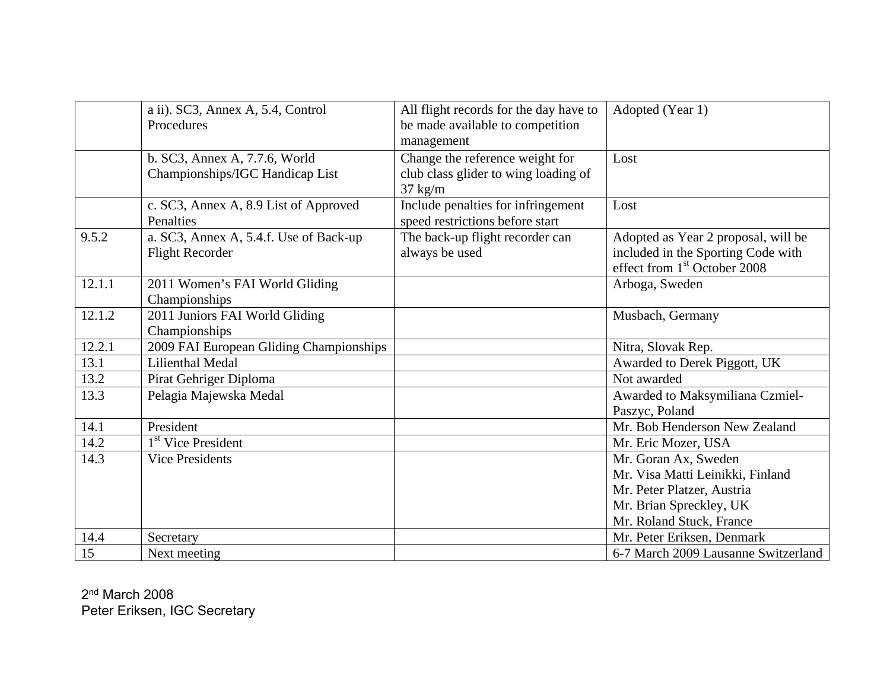| | | | |
|---|---|---|---|
| | a ii). SC3, Annex A, 5.4, Control Procedures | All flight records for the day have to be made available to competition management | Adopted (Year 1) |
| | b. SC3, Annex A, 7.7.6, World Championships/IGC Handicap List | Change the reference weight for club class glider to wing loading of 37 kg/m | Lost |
| | c. SC3, Annex A, 8.9 List of Approved Penalties | Include penalties for infringement speed restrictions before start | Lost |
| 9.5.2 | a. SC3, Annex A, 5.4.f. Use of Back-up Flight Recorder | The back-up flight recorder can always be used | Adopted as Year 2 proposal, will be included in the Sporting Code with effect from 1st October 2008 |
| 12.1.1 | 2011 Women's FAI World Gliding Championships | | Arboga, Sweden |
| 12.1.2 | 2011 Juniors FAI World Gliding Championships | | Musbach, Germany |
| 12.2.1 | 2009 FAI European Gliding Championships | | Nitra, Slovak Rep. |
| 13.1 | Lilienthal Medal | | Awarded to Derek Piggott, UK |
| 13.2 | Pirat Gehriger Diploma | | Not awarded |
| 13.3 | Pelagia Majewska Medal | | Awarded to Maksymiliana Czmiel-Paszyc, Poland |
| 14.1 | President | | Mr. Bob Henderson New Zealand |
| 14.2 | 1st Vice President | | Mr. Eric Mozer, USA |
| 14.3 | Vice Presidents | | Mr. Goran Ax, Sweden<br>Mr. Visa Matti Leinikki, Finland<br>Mr. Peter Platzer, Austria<br>Mr. Brian Spreckley, UK<br>Mr. Roland Stuck, France |
| 14.4 | Secretary | | Mr. Peter Eriksen, Denmark |
| 15 | Next meeting | | 6-7 March 2009 Lausanne Switzerland |

2nd March 2008
Peter Eriksen, IGC Secretary